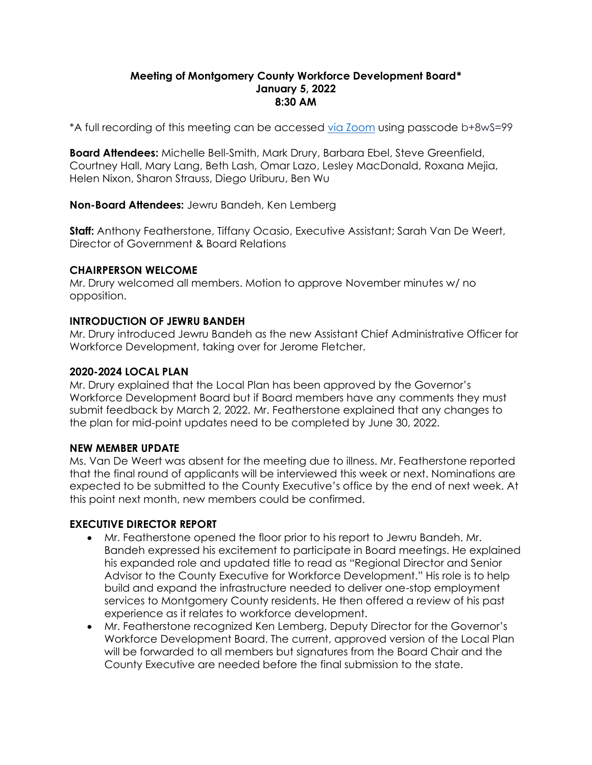**Meeting of Montgomery County Workforce Development Board***
**January 5, 2022**
**8:30 AM**

*A full recording of this meeting can be accessed via Zoom using passcode b+8wS=99

**Board Attendees:** Michelle Bell-Smith, Mark Drury, Barbara Ebel, Steve Greenfield, Courtney Hall, Mary Lang, Beth Lash, Omar Lazo, Lesley MacDonald, Roxana Mejia, Helen Nixon, Sharon Strauss, Diego Uriburu, Ben Wu

**Non-Board Attendees:** Jewru Bandeh, Ken Lemberg

**Staff:** Anthony Featherstone, Tiffany Ocasio, Executive Assistant; Sarah Van De Weert, Director of Government & Board Relations

**CHAIRPERSON WELCOME**

Mr. Drury welcomed all members. Motion to approve November minutes w/ no opposition.

**INTRODUCTION OF JEWRU BANDEH**

Mr. Drury introduced Jewru Bandeh as the new Assistant Chief Administrative Officer for Workforce Development, taking over for Jerome Fletcher.

**2020-2024 LOCAL PLAN**

Mr. Drury explained that the Local Plan has been approved by the Governor's Workforce Development Board but if Board members have any comments they must submit feedback by March 2, 2022. Mr. Featherstone explained that any changes to the plan for mid-point updates need to be completed by June 30, 2022.

**NEW MEMBER UPDATE**

Ms. Van De Weert was absent for the meeting due to illness. Mr. Featherstone reported that the final round of applicants will be interviewed this week or next. Nominations are expected to be submitted to the County Executive's office by the end of next week. At this point next month, new members could be confirmed.

**EXECUTIVE DIRECTOR REPORT**

- Mr. Featherstone opened the floor prior to his report to Jewru Bandeh. Mr. Bandeh expressed his excitement to participate in Board meetings. He explained his expanded role and updated title to read as "Regional Director and Senior Advisor to the County Executive for Workforce Development." His role is to help build and expand the infrastructure needed to deliver one-stop employment services to Montgomery County residents. He then offered a review of his past experience as it relates to workforce development.
- Mr. Featherstone recognized Ken Lemberg, Deputy Director for the Governor's Workforce Development Board. The current, approved version of the Local Plan will be forwarded to all members but signatures from the Board Chair and the County Executive are needed before the final submission to the state.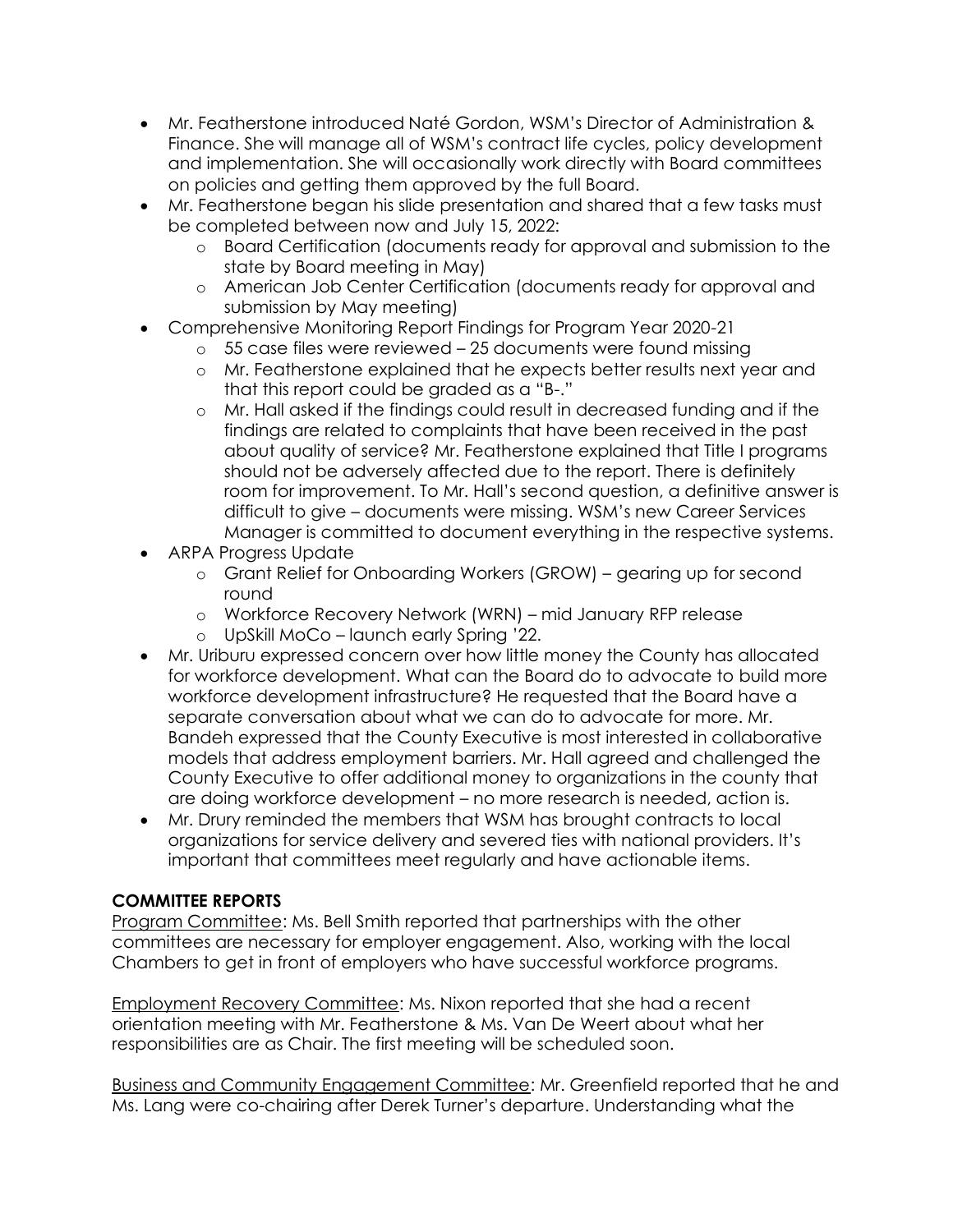- Mr. Featherstone introduced Naté Gordon, WSM's Director of Administration & Finance. She will manage all of WSM's contract life cycles, policy development and implementation. She will occasionally work directly with Board committees on policies and getting them approved by the full Board.
- Mr. Featherstone began his slide presentation and shared that a few tasks must be completed between now and July 15, 2022:
    - Board Certification (documents ready for approval and submission to the state by Board meeting in May)
    - American Job Center Certification (documents ready for approval and submission by May meeting)
- Comprehensive Monitoring Report Findings for Program Year 2020-21
    - 55 case files were reviewed – 25 documents were found missing
    - Mr. Featherstone explained that he expects better results next year and that this report could be graded as a "B-."
    - Mr. Hall asked if the findings could result in decreased funding and if the findings are related to complaints that have been received in the past about quality of service? Mr. Featherstone explained that Title I programs should not be adversely affected due to the report. There is definitely room for improvement. To Mr. Hall's second question, a definitive answer is difficult to give – documents were missing. WSM's new Career Services Manager is committed to document everything in the respective systems.
- ARPA Progress Update
    - Grant Relief for Onboarding Workers (GROW) – gearing up for second round
    - Workforce Recovery Network (WRN) – mid January RFP release
    - UpSkill MoCo – launch early Spring '22.
- Mr. Uriburu expressed concern over how little money the County has allocated for workforce development. What can the Board do to advocate to build more workforce development infrastructure? He requested that the Board have a separate conversation about what we can do to advocate for more. Mr. Bandeh expressed that the County Executive is most interested in collaborative models that address employment barriers. Mr. Hall agreed and challenged the County Executive to offer additional money to organizations in the county that are doing workforce development – no more research is needed, action is.
- Mr. Drury reminded the members that WSM has brought contracts to local organizations for service delivery and severed ties with national providers. It's important that committees meet regularly and have actionable items.

**COMMITTEE REPORTS**

Program Committee: Ms. Bell Smith reported that partnerships with the other committees are necessary for employer engagement. Also, working with the local Chambers to get in front of employers who have successful workforce programs.

Employment Recovery Committee: Ms. Nixon reported that she had a recent orientation meeting with Mr. Featherstone & Ms. Van De Weert about what her responsibilities are as Chair. The first meeting will be scheduled soon.

Business and Community Engagement Committee: Mr. Greenfield reported that he and Ms. Lang were co-chairing after Derek Turner's departure. Understanding what the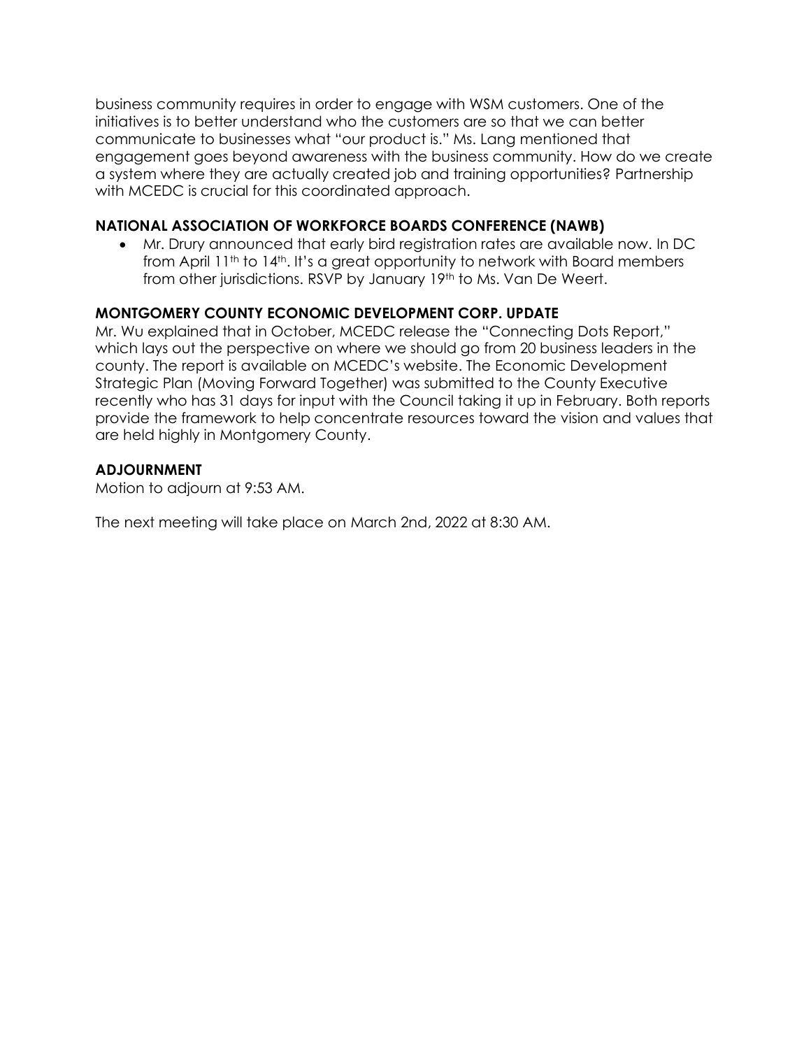business community requires in order to engage with WSM customers. One of the initiatives is to better understand who the customers are so that we can better communicate to businesses what "our product is." Ms. Lang mentioned that engagement goes beyond awareness with the business community. How do we create a system where they are actually created job and training opportunities? Partnership with MCEDC is crucial for this coordinated approach.

**NATIONAL ASSOCIATION OF WORKFORCE BOARDS CONFERENCE (NAWB)**

- Mr. Drury announced that early bird registration rates are available now. In DC from April 11th to 14th. It's a great opportunity to network with Board members from other jurisdictions. RSVP by January 19th to Ms. Van De Weert.

**MONTGOMERY COUNTY ECONOMIC DEVELOPMENT CORP. UPDATE**

Mr. Wu explained that in October, MCEDC release the "Connecting Dots Report," which lays out the perspective on where we should go from 20 business leaders in the county. The report is available on MCEDC's website. The Economic Development Strategic Plan (Moving Forward Together) was submitted to the County Executive recently who has 31 days for input with the Council taking it up in February. Both reports provide the framework to help concentrate resources toward the vision and values that are held highly in Montgomery County.

**ADJOURNMENT**

Motion to adjourn at 9:53 AM.

The next meeting will take place on March 2nd, 2022 at 8:30 AM.